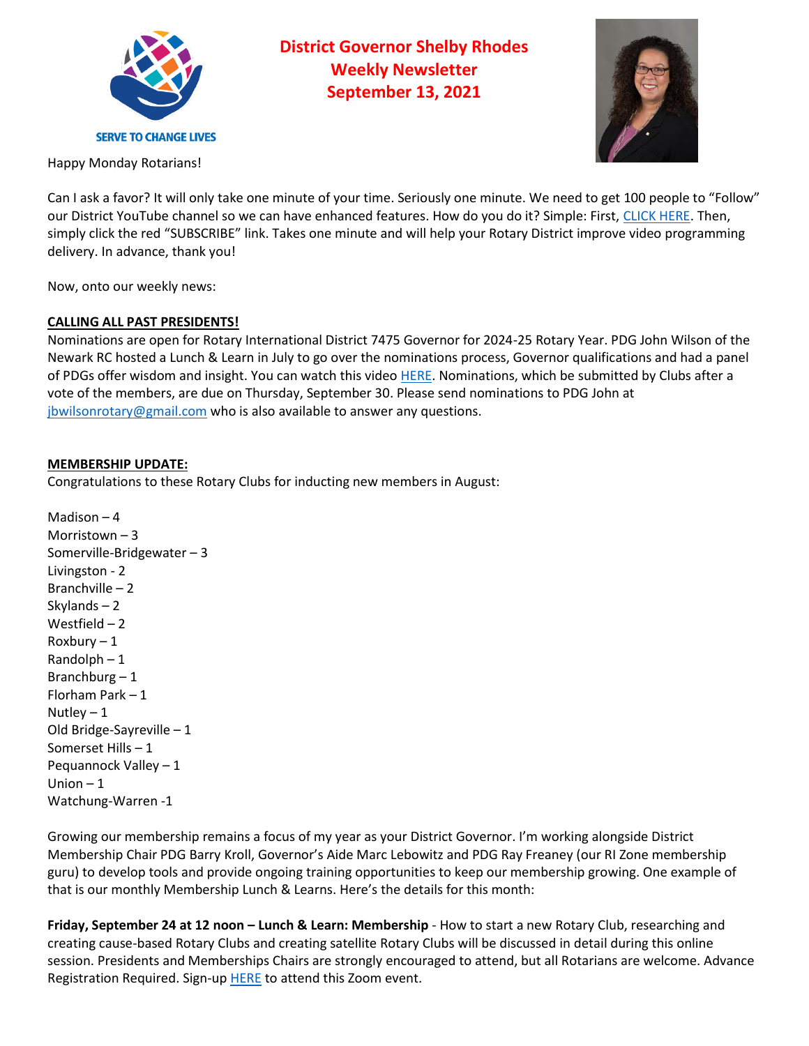SERVE TO CHANGE LIVES

# District Governor Shelby Rhodes Weekly Newsletter September 13, 2021

Happy Monday Rotarians!

Can I ask a favor? It will only take one minute of your time. Seriously one minute. We need to get 100 people to "Follow" our District YouTube channel so we can have enhanced features. How do you do it? Simple: First, CLICK HERE. Then, simply click the red "SUBSCRIBE" link. Takes one minute and will help your Rotary District improve video programming delivery. In advance, thank you!

Now, onto our weekly news:

## CALLING ALL PAST PRESIDENTS!

Nominations are open for Rotary International District 7475 Governor for 2024-25 Rotary Year. PDG John Wilson of the Newark RC hosted a Lunch & Learn in July to go over the nominations process, Governor qualifications and had a panel of PDGs offer wisdom and insight. You can watch this video HERE. Nominations, which be submitted by Clubs after a vote of the members, are due on Thursday, September 30. Please send nominations to PDG John at jbwilsonrotary@gmail.com who is also available to answer any questions.

## MEMBERSHIP UPDATE:

Congratulations to these Rotary Clubs for inducting new members in August:

Madison – 4
Morristown – 3
Somerville-Bridgewater – 3
Livingston - 2
Branchville – 2
Skylands – 2
Westfield – 2
Roxbury – 1
Randolph – 1
Branchburg – 1
Florham Park – 1
Nutley – 1
Old Bridge-Sayreville – 1
Somerset Hills – 1
Pequannock Valley – 1
Union – 1
Watchung-Warren -1

Growing our membership remains a focus of my year as your District Governor. I'm working alongside District Membership Chair PDG Barry Kroll, Governor's Aide Marc Lebowitz and PDG Ray Freaney (our RI Zone membership guru) to develop tools and provide ongoing training opportunities to keep our membership growing. One example of that is our monthly Membership Lunch & Learns. Here's the details for this month:

**Friday, September 24 at 12 noon – Lunch & Learn: Membership** - How to start a new Rotary Club, researching and creating cause-based Rotary Clubs and creating satellite Rotary Clubs will be discussed in detail during this online session. Presidents and Memberships Chairs are strongly encouraged to attend, but all Rotarians are welcome. Advance Registration Required. Sign-up HERE to attend this Zoom event.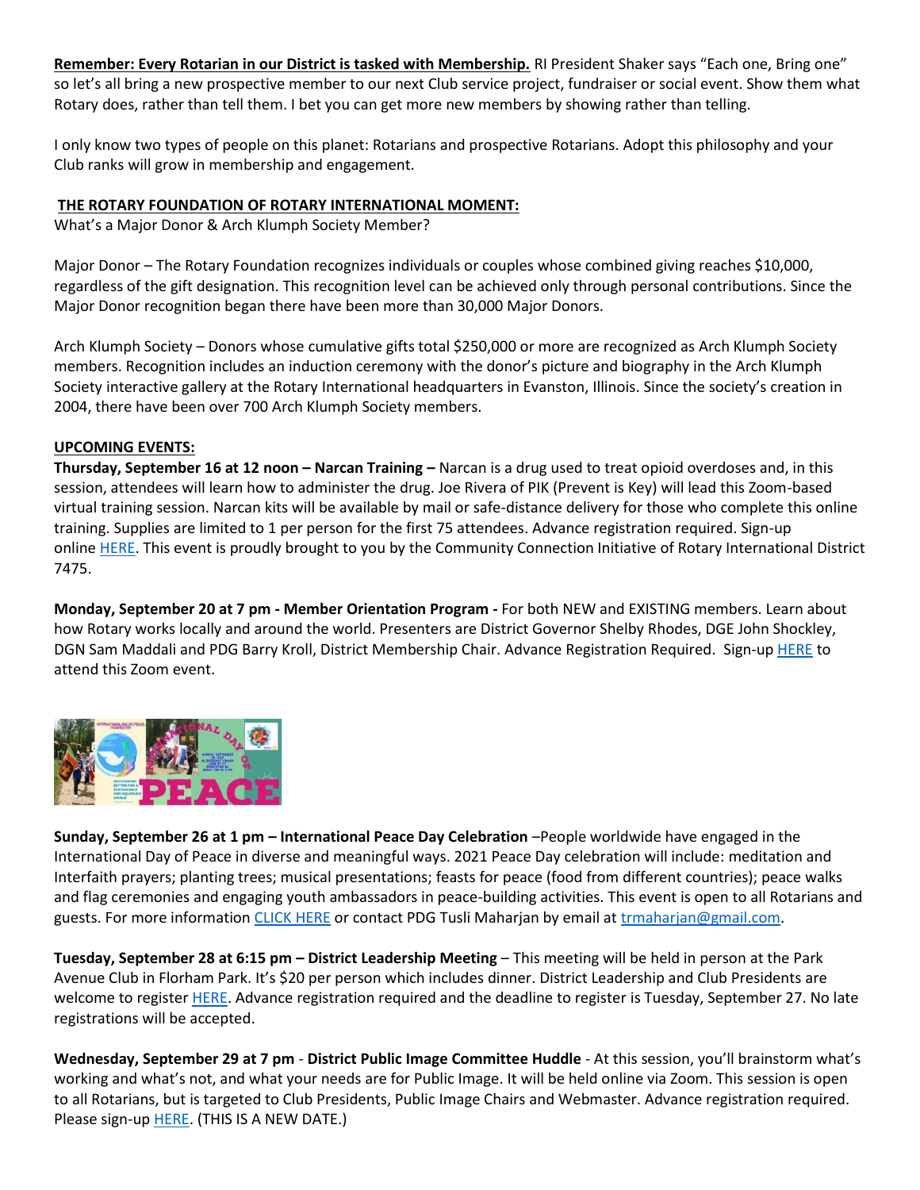**Remember: Every Rotarian in our District is tasked with Membership.** RI President Shaker says "Each one, Bring one" so let's all bring a new prospective member to our next Club service project, fundraiser or social event. Show them what Rotary does, rather than tell them. I bet you can get more new members by showing rather than telling.

I only know two types of people on this planet: Rotarians and prospective Rotarians. Adopt this philosophy and your Club ranks will grow in membership and engagement.

**THE ROTARY FOUNDATION OF ROTARY INTERNATIONAL MOMENT:**

What's a Major Donor & Arch Klumph Society Member?

Major Donor – The Rotary Foundation recognizes individuals or couples whose combined giving reaches $10,000, regardless of the gift designation. This recognition level can be achieved only through personal contributions. Since the Major Donor recognition began there have been more than 30,000 Major Donors.

Arch Klumph Society – Donors whose cumulative gifts total $250,000 or more are recognized as Arch Klumph Society members. Recognition includes an induction ceremony with the donor's picture and biography in the Arch Klumph Society interactive gallery at the Rotary International headquarters in Evanston, Illinois. Since the society's creation in 2004, there have been over 700 Arch Klumph Society members.

**UPCOMING EVENTS:**

**Thursday, September 16 at 12 noon – Narcan Training –** Narcan is a drug used to treat opioid overdoses and, in this session, attendees will learn how to administer the drug. Joe Rivera of PIK (Prevent is Key) will lead this Zoom-based virtual training session. Narcan kits will be available by mail or safe-distance delivery for those who complete this online training. Supplies are limited to 1 per person for the first 75 attendees. Advance registration required. Sign-up online HERE. This event is proudly brought to you by the Community Connection Initiative of Rotary International District 7475.

**Monday, September 20 at 7 pm - Member Orientation Program -** For both NEW and EXISTING members. Learn about how Rotary works locally and around the world. Presenters are District Governor Shelby Rhodes, DGE John Shockley, DGN Sam Maddali and PDG Barry Kroll, District Membership Chair. Advance Registration Required. Sign-up HERE to attend this Zoom event.

**Sunday, September 26 at 1 pm – International Peace Day Celebration** –People worldwide have engaged in the International Day of Peace in diverse and meaningful ways. 2021 Peace Day celebration will include: meditation and Interfaith prayers; planting trees; musical presentations; feasts for peace (food from different countries); peace walks and flag ceremonies and engaging youth ambassadors in peace-building activities. This event is open to all Rotarians and guests. For more information CLICK HERE or contact PDG Tusli Maharjan by email at trmaharjan@gmail.com.

**Tuesday, September 28 at 6:15 pm – District Leadership Meeting** – This meeting will be held in person at the Park Avenue Club in Florham Park. It's $20 per person which includes dinner. District Leadership and Club Presidents are welcome to register HERE. Advance registration required and the deadline to register is Tuesday, September 27. No late registrations will be accepted.

**Wednesday, September 29 at 7 pm** - **District Public Image Committee Huddle** - At this session, you'll brainstorm what's working and what's not, and what your needs are for Public Image. It will be held online via Zoom. This session is open to all Rotarians, but is targeted to Club Presidents, Public Image Chairs and Webmaster. Advance registration required. Please sign-up HERE. (THIS IS A NEW DATE.)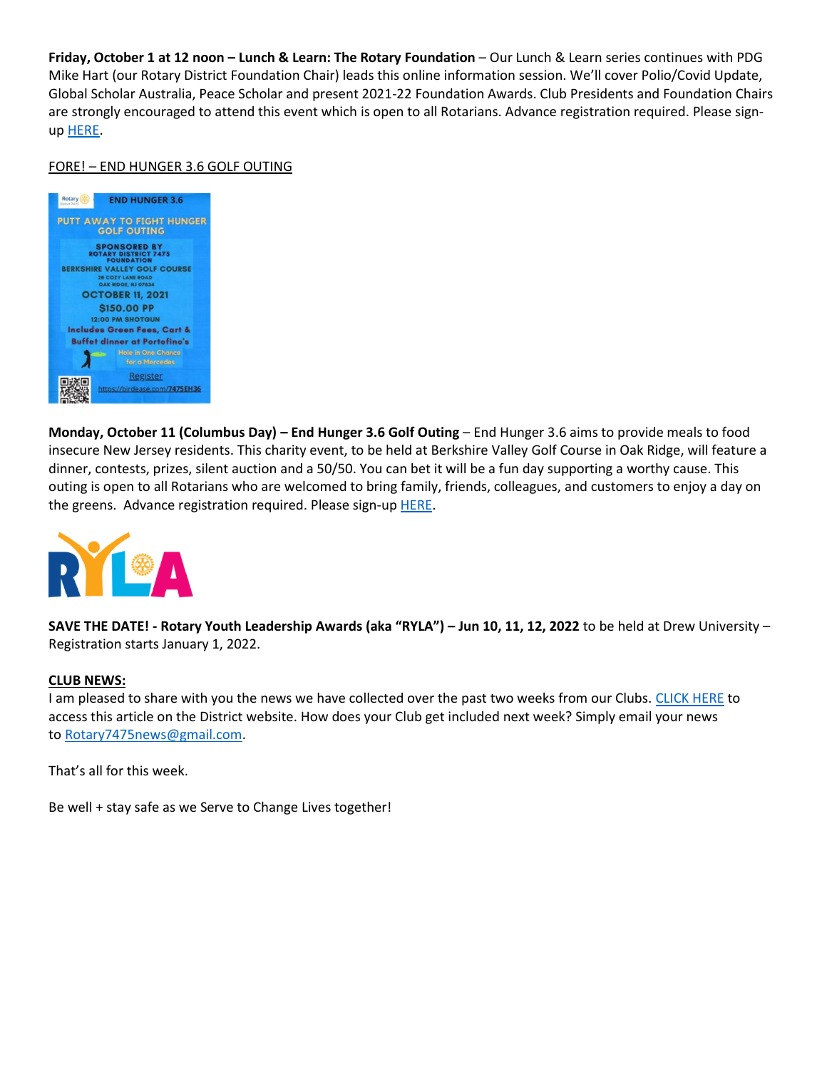**Friday, October 1 at 12 noon – Lunch & Learn: The Rotary Foundation** – Our Lunch & Learn series continues with PDG Mike Hart (our Rotary District Foundation Chair) leads this online information session. We'll cover Polio/Covid Update, Global Scholar Australia, Peace Scholar and present 2021-22 Foundation Awards. Club Presidents and Foundation Chairs are strongly encouraged to attend this event which is open to all Rotarians. Advance registration required. Please sign-up HERE.

FORE! – END HUNGER 3.6 GOLF OUTING

END HUNGER 3.6
PUTT AWAY TO FIGHT HUNGER GOLF OUTING
SPONSORED BY ROTARY DISTRICT 7475 FOUNDATION
BERKSHIRE VALLEY GOLF COURSE
28 COZY LAKE ROAD
OAK RIDGE, NJ 07834
OCTOBER 11, 2021
$150.00 PP
12:00 PM SHOTGUN
Includes Green Fees, Cart & Buffet dinner at Portofino's
Hole in One Chance for a Mercedes
Register
https://birdease.com/7475EH36

**Monday, October 11 (Columbus Day) – End Hunger 3.6 Golf Outing** – End Hunger 3.6 aims to provide meals to food insecure New Jersey residents. This charity event, to be held at Berkshire Valley Golf Course in Oak Ridge, will feature a dinner, contests, prizes, silent auction and a 50/50. You can bet it will be a fun day supporting a worthy cause. This outing is open to all Rotarians who are welcomed to bring family, friends, colleagues, and customers to enjoy a day on the greens. Advance registration required. Please sign-up HERE.

RYLA

**SAVE THE DATE! - Rotary Youth Leadership Awards (aka "RYLA") – Jun 10, 11, 12, 2022** to be held at Drew University – Registration starts January 1, 2022.

**CLUB NEWS:**

I am pleased to share with you the news we have collected over the past two weeks from our Clubs. CLICK HERE to access this article on the District website. How does your Club get included next week? Simply email your news to Rotary7475news@gmail.com.

That's all for this week.

Be well + stay safe as we Serve to Change Lives together!